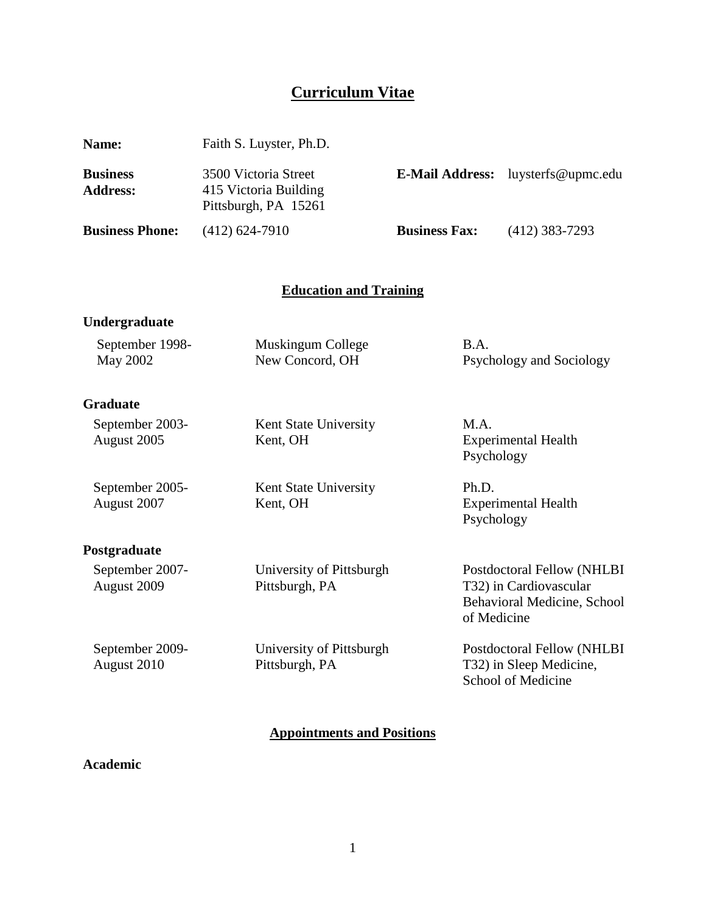# Curriculum Vitae

| | | | |
|---|---|---|---|
| **Name:** | Faith S. Luyster, Ph.D. | | |
| **Business Address:** | 3500 Victoria Street<br>415 Victoria Building<br>Pittsburgh, PA 15261 | **E-Mail Address:** | luysterfs@upmc.edu |
| **Business Phone:** | (412) 624-7910 | **Business Fax:** | (412) 383-7293 |

## Education and Training

### Undergraduate

| | | |
|---|---|---|
| September 1998-<br>May 2002 | Muskingum College<br>New Concord, OH | B.A.<br>Psychology and Sociology |

### Graduate

| | | |
|---|---|---|
| September 2003-<br>August 2005 | Kent State University<br>Kent, OH | M.A.<br>Experimental Health Psychology |
| September 2005-<br>August 2007 | Kent State University<br>Kent, OH | Ph.D.<br>Experimental Health Psychology |

### Postgraduate

| | | |
|---|---|---|
| September 2007-<br>August 2009 | University of Pittsburgh<br>Pittsburgh, PA | Postdoctoral Fellow (NHLBI T32) in Cardiovascular Behavioral Medicine, School of Medicine |
| September 2009-<br>August 2010 | University of Pittsburgh<br>Pittsburgh, PA | Postdoctoral Fellow (NHLBI T32) in Sleep Medicine, School of Medicine |

## Appointments and Positions

### Academic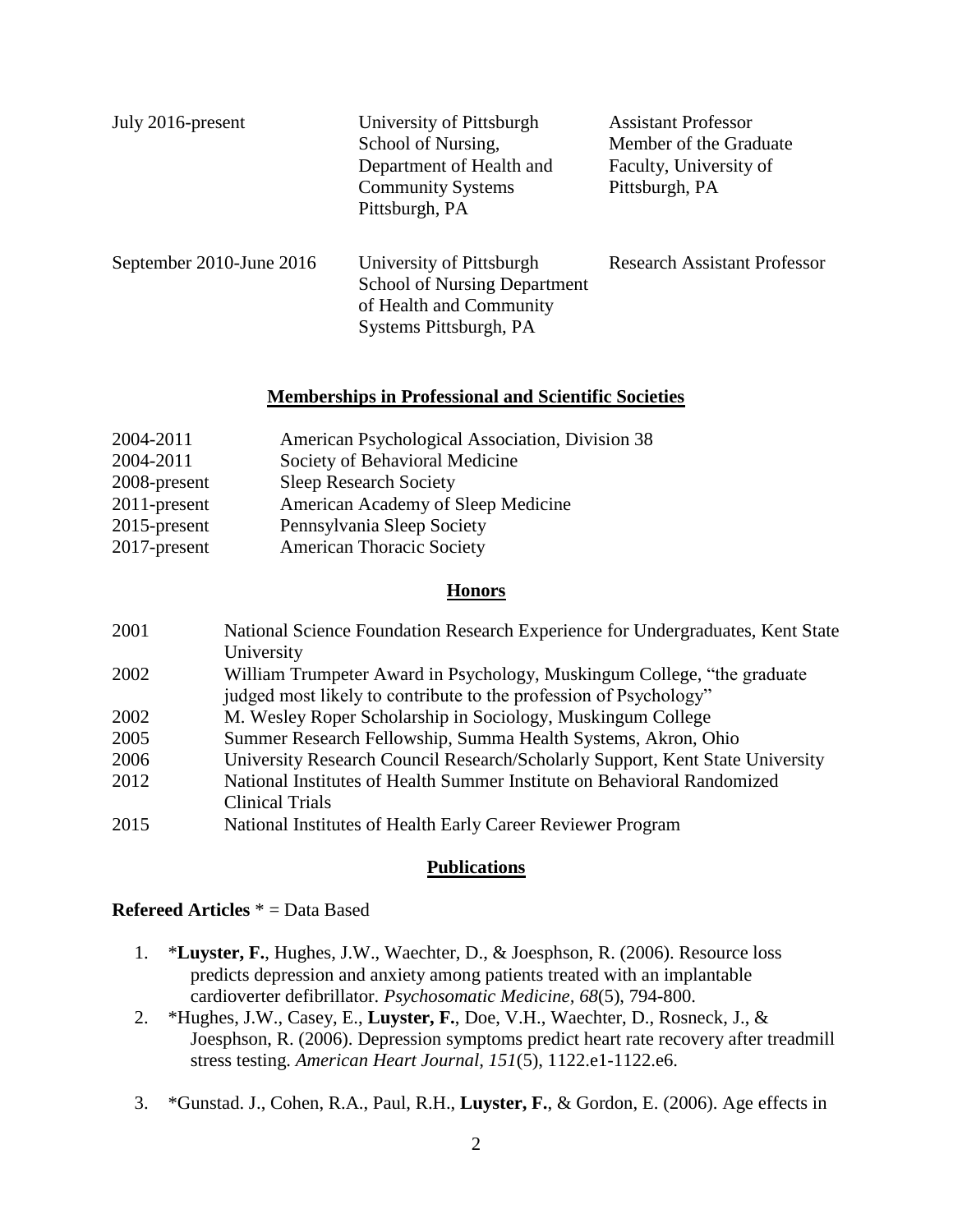| | | |
|---|---|---|
| July 2016-present | University of Pittsburgh School of Nursing, Department of Health and Community Systems Pittsburgh, PA | Assistant Professor Member of the Graduate Faculty, University of Pittsburgh, PA |
| September 2010-June 2016 | University of Pittsburgh School of Nursing Department of Health and Community Systems Pittsburgh, PA | Research Assistant Professor |

## Memberships in Professional and Scientific Societies

| | |
|---|---|
| 2004-2011 | American Psychological Association, Division 38 |
| 2004-2011 | Society of Behavioral Medicine |
| 2008-present | Sleep Research Society |
| 2011-present | American Academy of Sleep Medicine |
| 2015-present | Pennsylvania Sleep Society |
| 2017-present | American Thoracic Society |

## Honors

| | |
|---|---|
| 2001 | National Science Foundation Research Experience for Undergraduates, Kent State University |
| 2002 | William Trumpeter Award in Psychology, Muskingum College, "the graduate judged most likely to contribute to the profession of Psychology" |
| 2002 | M. Wesley Roper Scholarship in Sociology, Muskingum College |
| 2005 | Summer Research Fellowship, Summa Health Systems, Akron, Ohio |
| 2006 | University Research Council Research/Scholarly Support, Kent State University |
| 2012 | National Institutes of Health Summer Institute on Behavioral Randomized Clinical Trials |
| 2015 | National Institutes of Health Early Career Reviewer Program |

## Publications

**Refereed Articles** * = Data Based

1. *__Luyster, F.__, Hughes, J.W., Waechter, D., & Joesphson, R. (2006). Resource loss predicts depression and anxiety among patients treated with an implantable cardioverter defibrillator. *Psychosomatic Medicine*, *68*(5), 794-800.
2. *Hughes, J.W., Casey, E., **Luyster, F.**, Doe, V.H., Waechter, D., Rosneck, J., & Joesphson, R. (2006). Depression symptoms predict heart rate recovery after treadmill stress testing. *American Heart Journal*, *151*(5), 1122.e1-1122.e6.
3. *Gunstad. J., Cohen, R.A., Paul, R.H., **Luyster, F.**, & Gordon, E. (2006). Age effects in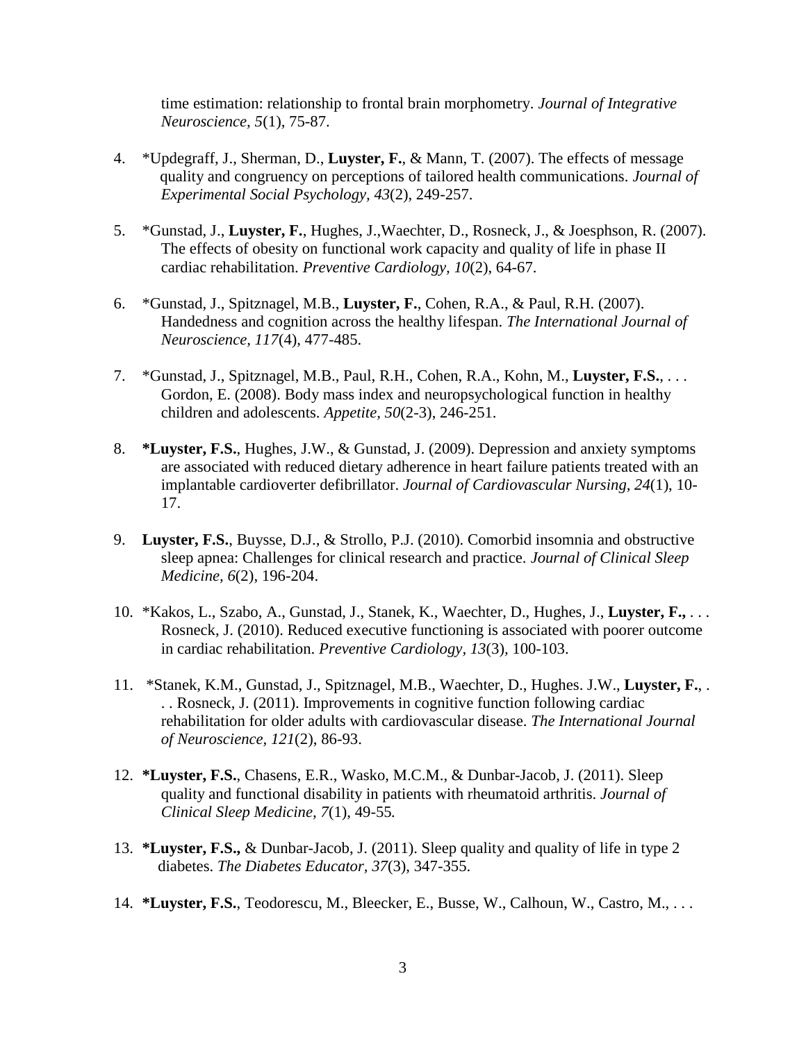time estimation: relationship to frontal brain morphometry. *Journal of Integrative Neuroscience, 5*(1), 75-87.

4. *Updegraff, J., Sherman, D., **Luyster, F.**, & Mann, T. (2007). The effects of message quality and congruency on perceptions of tailored health communications. *Journal of Experimental Social Psychology, 43*(2), 249-257.

5. *Gunstad, J., **Luyster, F.**, Hughes, J.,Waechter, D., Rosneck, J., & Joesphson, R. (2007). The effects of obesity on functional work capacity and quality of life in phase II cardiac rehabilitation. *Preventive Cardiology, 10*(2), 64-67.

6. *Gunstad, J., Spitznagel, M.B., **Luyster, F.**, Cohen, R.A., & Paul, R.H. (2007). Handedness and cognition across the healthy lifespan. *The International Journal of Neuroscience, 117*(4), 477-485.

7. *Gunstad, J., Spitznagel, M.B., Paul, R.H., Cohen, R.A., Kohn, M., **Luyster, F.S.**, . . . Gordon, E. (2008). Body mass index and neuropsychological function in healthy children and adolescents. *Appetite, 50*(2-3), 246-251.

8. ***Luyster, F.S.**, Hughes, J.W., & Gunstad, J. (2009). Depression and anxiety symptoms are associated with reduced dietary adherence in heart failure patients treated with an implantable cardioverter defibrillator. *Journal of Cardiovascular Nursing, 24*(1), 10-17.

9. **Luyster, F.S.**, Buysse, D.J., & Strollo, P.J. (2010). Comorbid insomnia and obstructive sleep apnea: Challenges for clinical research and practice. *Journal of Clinical Sleep Medicine, 6*(2), 196-204.

10. *Kakos, L., Szabo, A., Gunstad, J., Stanek, K., Waechter, D., Hughes, J., **Luyster, F.,** . . . Rosneck, J. (2010). Reduced executive functioning is associated with poorer outcome in cardiac rehabilitation. *Preventive Cardiology, 13*(3), 100-103.

11. *Stanek, K.M., Gunstad, J., Spitznagel, M.B., Waechter, D., Hughes. J.W., **Luyster, F.**, . . . Rosneck, J. (2011). Improvements in cognitive function following cardiac rehabilitation for older adults with cardiovascular disease. *The International Journal of Neuroscience, 121*(2), 86-93.

12. ***Luyster, F.S.**, Chasens, E.R., Wasko, M.C.M., & Dunbar-Jacob, J. (2011). Sleep quality and functional disability in patients with rheumatoid arthritis. *Journal of Clinical Sleep Medicine, 7*(1), 49-55.

13. ***Luyster, F.S.,** & Dunbar-Jacob, J. (2011). Sleep quality and quality of life in type 2 diabetes. *The Diabetes Educator, 37*(3), 347-355.

14. ***Luyster, F.S.**, Teodorescu, M., Bleecker, E., Busse, W., Calhoun, W., Castro, M., . . .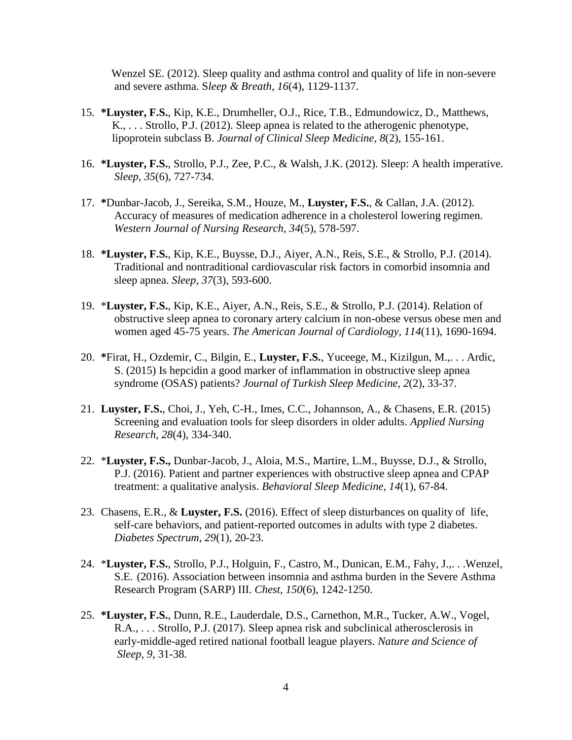Wenzel SE. (2012). Sleep quality and asthma control and quality of life in non-severe and severe asthma. *Sleep & Breath, 16*(4), 1129-1137.

15. **\*Luyster, F.S.**, Kip, K.E., Drumheller, O.J., Rice, T.B., Edmundowicz, D., Matthews, K., . . . Strollo, P.J. (2012). Sleep apnea is related to the atherogenic phenotype, lipoprotein subclass B. *Journal of Clinical Sleep Medicine, 8*(2), 155-161.

16. **\*Luyster, F.S.**, Strollo, P.J., Zee, P.C., & Walsh, J.K. (2012). Sleep: A health imperative. *Sleep, 35*(6), 727-734.

17. **\***Dunbar-Jacob, J., Sereika, S.M., Houze, M., **Luyster, F.S.**, & Callan, J.A. (2012). Accuracy of measures of medication adherence in a cholesterol lowering regimen. *Western Journal of Nursing Research, 34*(5), 578-597.

18. **\*Luyster, F.S.**, Kip, K.E., Buysse, D.J., Aiyer, A.N., Reis, S.E., & Strollo, P.J. (2014). Traditional and nontraditional cardiovascular risk factors in comorbid insomnia and sleep apnea. *Sleep, 37*(3), 593-600.

19. \***Luyster, F.S.**, Kip, K.E., Aiyer, A.N., Reis, S.E., & Strollo, P.J. (2014). Relation of obstructive sleep apnea to coronary artery calcium in non-obese versus obese men and women aged 45-75 years. *The American Journal of Cardiology, 114*(11), 1690-1694.

20. **\***Firat, H., Ozdemir, C., Bilgin, E., **Luyster, F.S.**, Yuceege, M., Kizilgun, M.,. . . Ardic, S. (2015) Is hepcidin a good marker of inflammation in obstructive sleep apnea syndrome (OSAS) patients? *Journal of Turkish Sleep Medicine, 2*(2), 33-37.

21. **Luyster, F.S.**, Choi, J., Yeh, C-H., Imes, C.C., Johannson, A., & Chasens, E.R. (2015) Screening and evaluation tools for sleep disorders in older adults. *Applied Nursing Research, 28*(4), 334-340.

22. \***Luyster, F.S.,** Dunbar-Jacob, J., Aloia, M.S., Martire, L.M., Buysse, D.J., & Strollo, P.J. (2016). Patient and partner experiences with obstructive sleep apnea and CPAP treatment: a qualitative analysis. *Behavioral Sleep Medicine, 14*(1), 67-84.

23. Chasens, E.R., & **Luyster, F.S.** (2016). Effect of sleep disturbances on quality of life, self-care behaviors, and patient-reported outcomes in adults with type 2 diabetes. *Diabetes Spectrum, 29*(1), 20-23.

24. \***Luyster, F.S.**, Strollo, P.J., Holguin, F., Castro, M., Dunican, E.M., Fahy, J.,. . .Wenzel, S.E. (2016). Association between insomnia and asthma burden in the Severe Asthma Research Program (SARP) III. *Chest, 150*(6), 1242-1250.

25. **\*Luyster, F.S.**, Dunn, R.E., Lauderdale, D.S., Carnethon, M.R., Tucker, A.W., Vogel, R.A., . . . Strollo, P.J. (2017). Sleep apnea risk and subclinical atherosclerosis in early-middle-aged retired national football league players. *Nature and Science of Sleep, 9*, 31-38.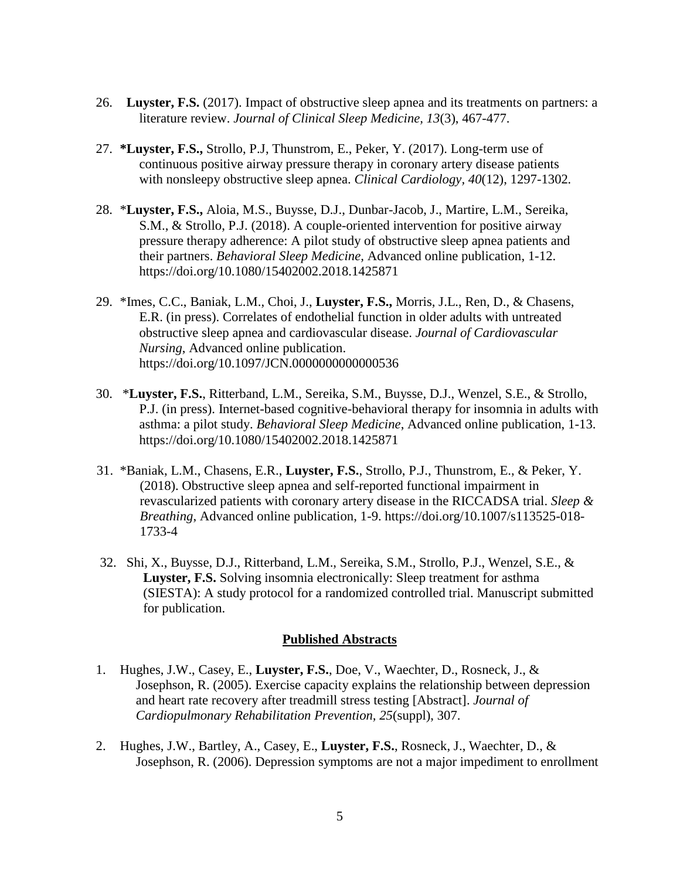26. **Luyster, F.S.** (2017). Impact of obstructive sleep apnea and its treatments on partners: a literature review. *Journal of Clinical Sleep Medicine, 13*(3), 467-477.

27. ***Luyster, F.S.,** Strollo, P.J, Thunstrom, E., Peker, Y. (2017). Long-term use of continuous positive airway pressure therapy in coronary artery disease patients with nonsleepy obstructive sleep apnea. *Clinical Cardiology, 40*(12), 1297-1302.

28. ***Luyster, F.S.,** Aloia, M.S., Buysse, D.J., Dunbar-Jacob, J., Martire, L.M., Sereika, S.M., & Strollo, P.J. (2018). A couple-oriented intervention for positive airway pressure therapy adherence: A pilot study of obstructive sleep apnea patients and their partners. *Behavioral Sleep Medicine*, Advanced online publication, 1-12. https://doi.org/10.1080/15402002.2018.1425871

29. *Imes, C.C., Baniak, L.M., Choi, J., **Luyster, F.S.,** Morris, J.L., Ren, D., & Chasens, E.R. (in press). Correlates of endothelial function in older adults with untreated obstructive sleep apnea and cardiovascular disease. *Journal of Cardiovascular Nursing*, Advanced online publication. https://doi.org/10.1097/JCN.0000000000000536

30. ***Luyster, F.S.**, Ritterband, L.M., Sereika, S.M., Buysse, D.J., Wenzel, S.E., & Strollo, P.J. (in press). Internet-based cognitive-behavioral therapy for insomnia in adults with asthma: a pilot study. *Behavioral Sleep Medicine*, Advanced online publication, 1-13. https://doi.org/10.1080/15402002.2018.1425871

31. *Baniak, L.M., Chasens, E.R., **Luyster, F.S.**, Strollo, P.J., Thunstrom, E., & Peker, Y. (2018). Obstructive sleep apnea and self-reported functional impairment in revascularized patients with coronary artery disease in the RICCADSA trial. *Sleep & Breathing*, Advanced online publication, 1-9. https://doi.org/10.1007/s113525-018-1733-4

32. Shi, X., Buysse, D.J., Ritterband, L.M., Sereika, S.M., Strollo, P.J., Wenzel, S.E., & **Luyster, F.S.** Solving insomnia electronically: Sleep treatment for asthma (SIESTA): A study protocol for a randomized controlled trial. Manuscript submitted for publication.

## **Published Abstracts**

1. Hughes, J.W., Casey, E., **Luyster, F.S.**, Doe, V., Waechter, D., Rosneck, J., & Josephson, R. (2005). Exercise capacity explains the relationship between depression and heart rate recovery after treadmill stress testing [Abstract]. *Journal of Cardiopulmonary Rehabilitation Prevention, 25*(suppl), 307.

2. Hughes, J.W., Bartley, A., Casey, E., **Luyster, F.S.**, Rosneck, J., Waechter, D., & Josephson, R. (2006). Depression symptoms are not a major impediment to enrollment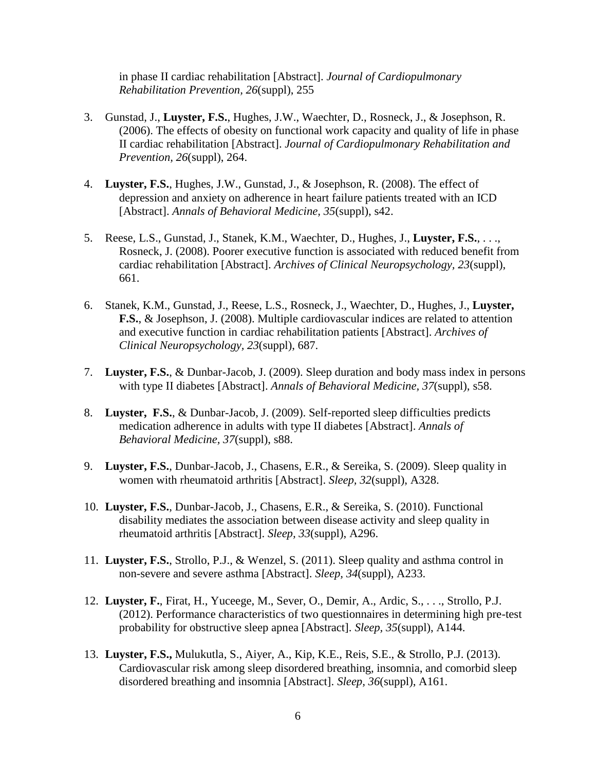in phase II cardiac rehabilitation [Abstract]. *Journal of Cardiopulmonary Rehabilitation Prevention, 26*(suppl), 255

3. Gunstad, J., **Luyster, F.S.**, Hughes, J.W., Waechter, D., Rosneck, J., & Josephson, R. (2006). The effects of obesity on functional work capacity and quality of life in phase II cardiac rehabilitation [Abstract]. *Journal of Cardiopulmonary Rehabilitation and Prevention, 26*(suppl), 264.

4. **Luyster, F.S.**, Hughes, J.W., Gunstad, J., & Josephson, R. (2008). The effect of depression and anxiety on adherence in heart failure patients treated with an ICD [Abstract]. *Annals of Behavioral Medicine, 35*(suppl), s42.

5. Reese, L.S., Gunstad, J., Stanek, K.M., Waechter, D., Hughes, J., **Luyster, F.S.**, . . ., Rosneck, J. (2008). Poorer executive function is associated with reduced benefit from cardiac rehabilitation [Abstract]. *Archives of Clinical Neuropsychology, 23*(suppl), 661.

6. Stanek, K.M., Gunstad, J., Reese, L.S., Rosneck, J., Waechter, D., Hughes, J., **Luyster, F.S.**, & Josephson, J. (2008). Multiple cardiovascular indices are related to attention and executive function in cardiac rehabilitation patients [Abstract]. *Archives of Clinical Neuropsychology, 23*(suppl), 687.

7. **Luyster, F.S.**, & Dunbar-Jacob, J. (2009). Sleep duration and body mass index in persons with type II diabetes [Abstract]. *Annals of Behavioral Medicine, 37*(suppl), s58.

8. **Luyster, F.S.**, & Dunbar-Jacob, J. (2009). Self-reported sleep difficulties predicts medication adherence in adults with type II diabetes [Abstract]. *Annals of Behavioral Medicine, 37*(suppl), s88.

9. **Luyster, F.S.**, Dunbar-Jacob, J., Chasens, E.R., & Sereika, S. (2009). Sleep quality in women with rheumatoid arthritis [Abstract]. *Sleep, 32*(suppl), A328.

10. **Luyster, F.S.**, Dunbar-Jacob, J., Chasens, E.R., & Sereika, S. (2010). Functional disability mediates the association between disease activity and sleep quality in rheumatoid arthritis [Abstract]. *Sleep, 33*(suppl), A296.

11. **Luyster, F.S.**, Strollo, P.J., & Wenzel, S. (2011). Sleep quality and asthma control in non-severe and severe asthma [Abstract]. *Sleep, 34*(suppl), A233.

12. **Luyster, F.**, Firat, H., Yuceege, M., Sever, O., Demir, A., Ardic, S., . . ., Strollo, P.J. (2012). Performance characteristics of two questionnaires in determining high pre-test probability for obstructive sleep apnea [Abstract]. *Sleep, 35*(suppl), A144.

13. **Luyster, F.S.,** Mulukutla, S., Aiyer, A., Kip, K.E., Reis, S.E., & Strollo, P.J. (2013). Cardiovascular risk among sleep disordered breathing, insomnia, and comorbid sleep disordered breathing and insomnia [Abstract]. *Sleep, 36*(suppl), A161.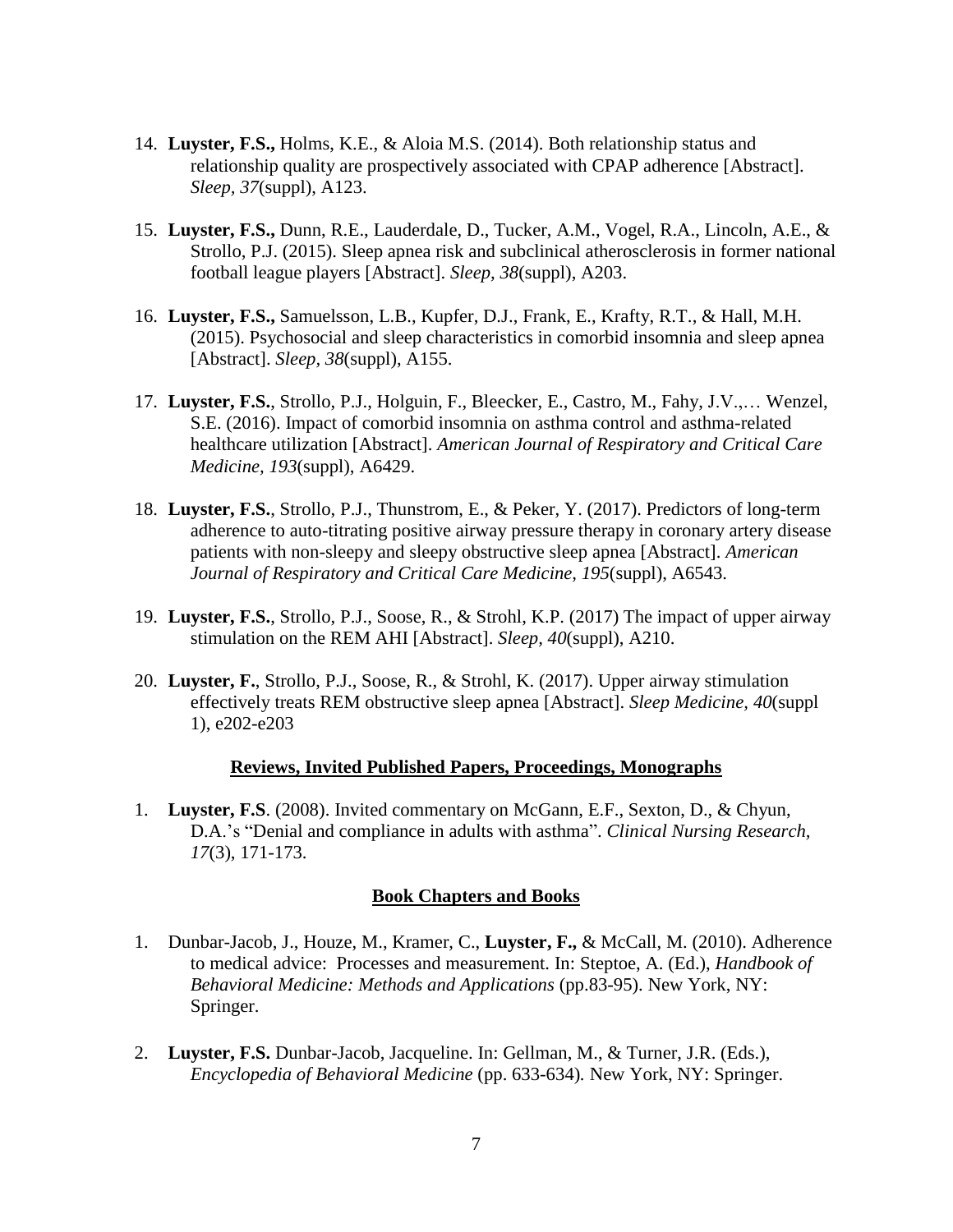14. **Luyster, F.S.,** Holms, K.E., & Aloia M.S. (2014). Both relationship status and relationship quality are prospectively associated with CPAP adherence [Abstract]. *Sleep, 37*(suppl), A123.

15. **Luyster, F.S.,** Dunn, R.E., Lauderdale, D., Tucker, A.M., Vogel, R.A., Lincoln, A.E., & Strollo, P.J. (2015). Sleep apnea risk and subclinical atherosclerosis in former national football league players [Abstract]. *Sleep, 38*(suppl), A203.

16. **Luyster, F.S.,** Samuelsson, L.B., Kupfer, D.J., Frank, E., Krafty, R.T., & Hall, M.H. (2015). Psychosocial and sleep characteristics in comorbid insomnia and sleep apnea [Abstract]. *Sleep, 38*(suppl), A155.

17. **Luyster, F.S.**, Strollo, P.J., Holguin, F., Bleecker, E., Castro, M., Fahy, J.V.,… Wenzel, S.E. (2016). Impact of comorbid insomnia on asthma control and asthma-related healthcare utilization [Abstract]. *American Journal of Respiratory and Critical Care Medicine, 193*(suppl), A6429.

18. **Luyster, F.S.**, Strollo, P.J., Thunstrom, E., & Peker, Y. (2017). Predictors of long-term adherence to auto-titrating positive airway pressure therapy in coronary artery disease patients with non-sleepy and sleepy obstructive sleep apnea [Abstract]. *American Journal of Respiratory and Critical Care Medicine, 195*(suppl), A6543.

19. **Luyster, F.S.**, Strollo, P.J., Soose, R., & Strohl, K.P. (2017) The impact of upper airway stimulation on the REM AHI [Abstract]. *Sleep, 40*(suppl), A210.

20. **Luyster, F.**, Strollo, P.J., Soose, R., & Strohl, K. (2017). Upper airway stimulation effectively treats REM obstructive sleep apnea [Abstract]. *Sleep Medicine, 40*(suppl 1), e202-e203

## Reviews, Invited Published Papers, Proceedings, Monographs

1. **Luyster, F.S**. (2008). Invited commentary on McGann, E.F., Sexton, D., & Chyun, D.A.'s "Denial and compliance in adults with asthma". *Clinical Nursing Research, 17*(3), 171-173.

## Book Chapters and Books

1. Dunbar-Jacob, J., Houze, M., Kramer, C., **Luyster, F.,** & McCall, M. (2010). Adherence to medical advice: Processes and measurement. In: Steptoe, A. (Ed.), *Handbook of Behavioral Medicine: Methods and Applications* (pp.83-95). New York, NY: Springer.

2. **Luyster, F.S.** Dunbar-Jacob, Jacqueline. In: Gellman, M., & Turner, J.R. (Eds.), *Encyclopedia of Behavioral Medicine* (pp. 633-634). New York, NY: Springer.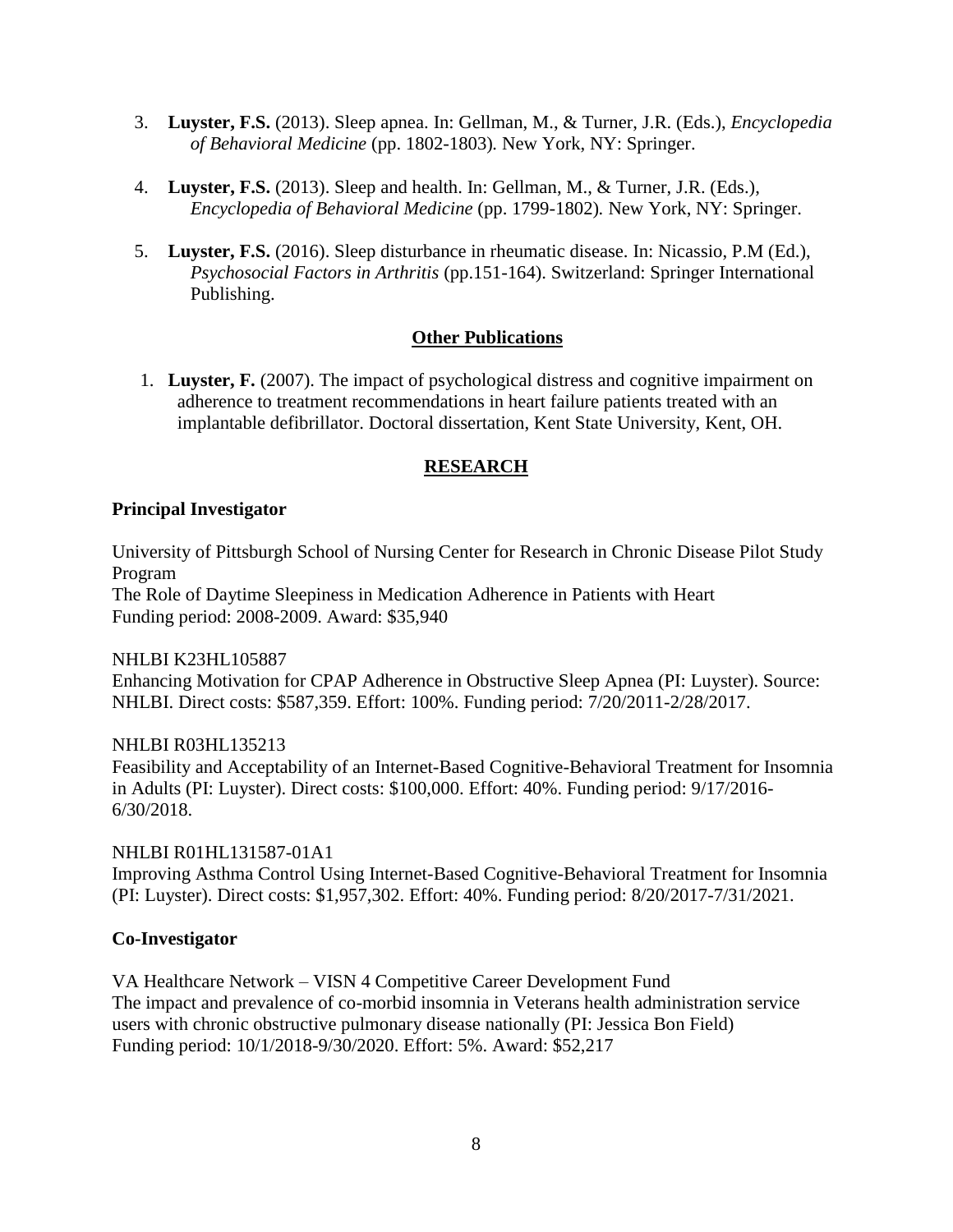3. **Luyster, F.S.** (2013). Sleep apnea. In: Gellman, M., & Turner, J.R. (Eds.), *Encyclopedia of Behavioral Medicine* (pp. 1802-1803). New York, NY: Springer.

4. **Luyster, F.S.** (2013). Sleep and health. In: Gellman, M., & Turner, J.R. (Eds.), *Encyclopedia of Behavioral Medicine* (pp. 1799-1802). New York, NY: Springer.

5. **Luyster, F.S.** (2016). Sleep disturbance in rheumatic disease. In: Nicassio, P.M (Ed.), *Psychosocial Factors in Arthritis* (pp.151-164). Switzerland: Springer International Publishing.

## Other Publications

1. **Luyster, F.** (2007). The impact of psychological distress and cognitive impairment on adherence to treatment recommendations in heart failure patients treated with an implantable defibrillator. Doctoral dissertation, Kent State University, Kent, OH.

## RESEARCH

### Principal Investigator

University of Pittsburgh School of Nursing Center for Research in Chronic Disease Pilot Study Program
The Role of Daytime Sleepiness in Medication Adherence in Patients with Heart
Funding period: 2008-2009. Award: $35,940

NHLBI K23HL105887
Enhancing Motivation for CPAP Adherence in Obstructive Sleep Apnea (PI: Luyster). Source: NHLBI. Direct costs: $587,359. Effort: 100%. Funding period: 7/20/2011-2/28/2017.

NHLBI R03HL135213
Feasibility and Acceptability of an Internet-Based Cognitive-Behavioral Treatment for Insomnia in Adults (PI: Luyster). Direct costs: $100,000. Effort: 40%. Funding period: 9/17/2016-6/30/2018.

NHLBI R01HL131587-01A1
Improving Asthma Control Using Internet-Based Cognitive-Behavioral Treatment for Insomnia (PI: Luyster). Direct costs: $1,957,302. Effort: 40%. Funding period: 8/20/2017-7/31/2021.

### Co-Investigator

VA Healthcare Network – VISN 4 Competitive Career Development Fund
The impact and prevalence of co-morbid insomnia in Veterans health administration service users with chronic obstructive pulmonary disease nationally (PI: Jessica Bon Field)
Funding period: 10/1/2018-9/30/2020. Effort: 5%. Award: $52,217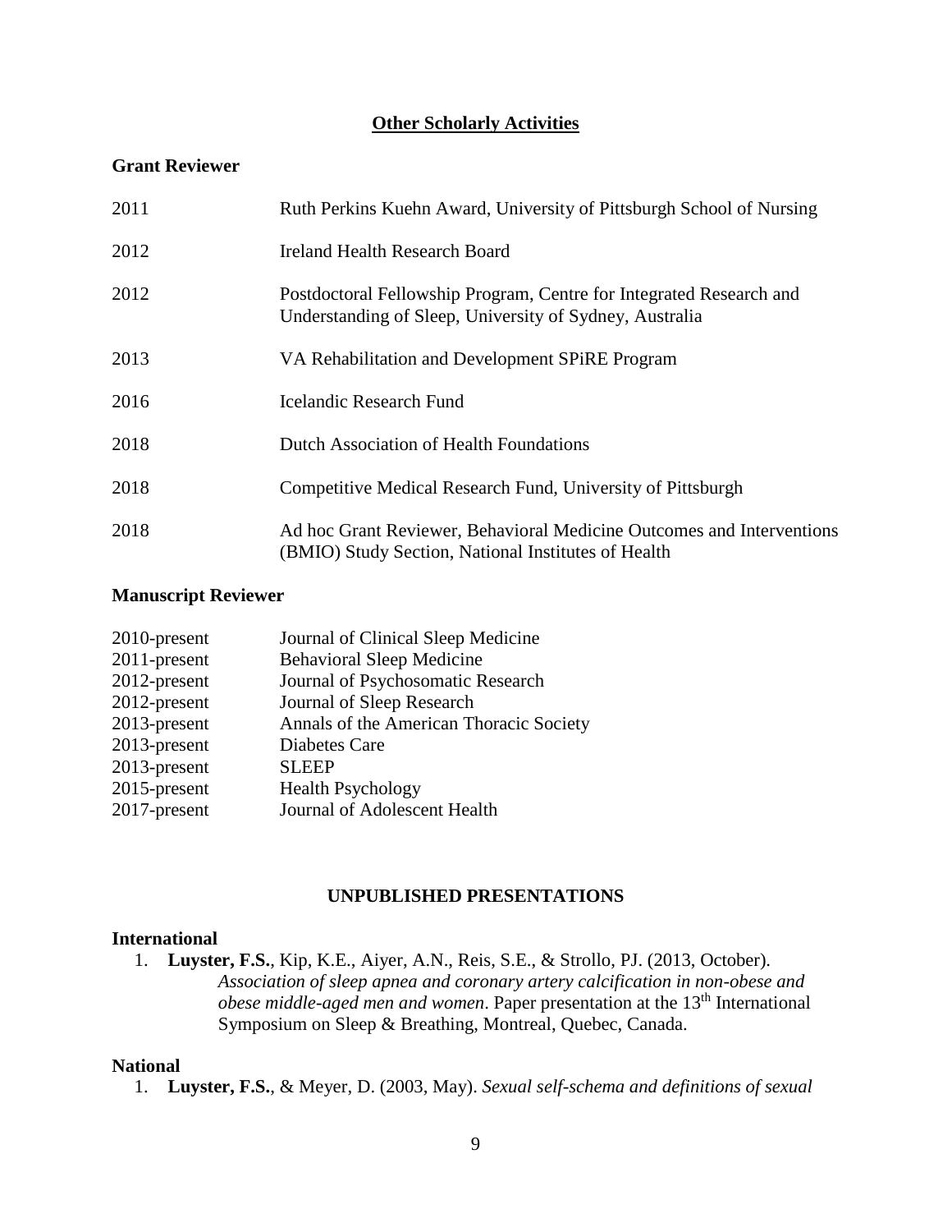## **Other Scholarly Activities**

### Grant Reviewer

| | |
|---|---|
| 2011 | Ruth Perkins Kuehn Award, University of Pittsburgh School of Nursing |
| 2012 | Ireland Health Research Board |
| 2012 | Postdoctoral Fellowship Program, Centre for Integrated Research and Understanding of Sleep, University of Sydney, Australia |
| 2013 | VA Rehabilitation and Development SPiRE Program |
| 2016 | Icelandic Research Fund |
| 2018 | Dutch Association of Health Foundations |
| 2018 | Competitive Medical Research Fund, University of Pittsburgh |
| 2018 | Ad hoc Grant Reviewer, Behavioral Medicine Outcomes and Interventions (BMIO) Study Section, National Institutes of Health |

### Manuscript Reviewer

| | |
|---|---|
| 2010-present | Journal of Clinical Sleep Medicine |
| 2011-present | Behavioral Sleep Medicine |
| 2012-present | Journal of Psychosomatic Research |
| 2012-present | Journal of Sleep Research |
| 2013-present | Annals of the American Thoracic Society |
| 2013-present | Diabetes Care |
| 2013-present | SLEEP |
| 2015-present | Health Psychology |
| 2017-present | Journal of Adolescent Health |

## UNPUBLISHED PRESENTATIONS

### International

1. **Luyster, F.S.**, Kip, K.E., Aiyer, A.N., Reis, S.E., & Strollo, PJ. (2013, October). *Association of sleep apnea and coronary artery calcification in non-obese and obese middle-aged men and women*. Paper presentation at the 13th International Symposium on Sleep & Breathing, Montreal, Quebec, Canada.

### National

1. **Luyster, F.S.**, & Meyer, D. (2003, May). *Sexual self-schema and definitions of sexual*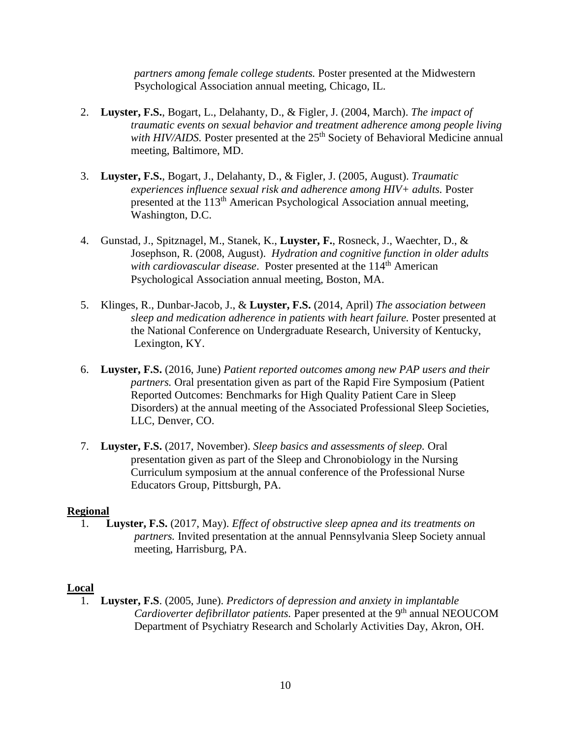*partners among female college students.* Poster presented at the Midwestern Psychological Association annual meeting, Chicago, IL.

2. **Luyster, F.S.**, Bogart, L., Delahanty, D., & Figler, J. (2004, March). *The impact of traumatic events on sexual behavior and treatment adherence among people living with HIV/AIDS.* Poster presented at the 25th Society of Behavioral Medicine annual meeting, Baltimore, MD.

3. **Luyster, F.S.**, Bogart, J., Delahanty, D., & Figler, J. (2005, August). *Traumatic experiences influence sexual risk and adherence among HIV+ adults.* Poster presented at the 113th American Psychological Association annual meeting, Washington, D.C.

4. Gunstad, J., Spitznagel, M., Stanek, K., **Luyster, F.**, Rosneck, J., Waechter, D., & Josephson, R. (2008, August). *Hydration and cognitive function in older adults with cardiovascular disease*. Poster presented at the 114th American Psychological Association annual meeting, Boston, MA.

5. Klinges, R., Dunbar-Jacob, J., & **Luyster, F.S.** (2014, April) *The association between sleep and medication adherence in patients with heart failure.* Poster presented at the National Conference on Undergraduate Research, University of Kentucky, Lexington, KY.

6. **Luyster, F.S.** (2016, June) *Patient reported outcomes among new PAP users and their partners.* Oral presentation given as part of the Rapid Fire Symposium (Patient Reported Outcomes: Benchmarks for High Quality Patient Care in Sleep Disorders) at the annual meeting of the Associated Professional Sleep Societies, LLC, Denver, CO.

7. **Luyster, F.S.** (2017, November). *Sleep basics and assessments of sleep.* Oral presentation given as part of the Sleep and Chronobiology in the Nursing Curriculum symposium at the annual conference of the Professional Nurse Educators Group, Pittsburgh, PA.

**Regional**

1. **Luyster, F.S.** (2017, May). *Effect of obstructive sleep apnea and its treatments on partners.* Invited presentation at the annual Pennsylvania Sleep Society annual meeting, Harrisburg, PA.

**Local**

1. **Luyster, F.S**. (2005, June). *Predictors of depression and anxiety in implantable Cardioverter defibrillator patients.* Paper presented at the 9th annual NEOUCOM Department of Psychiatry Research and Scholarly Activities Day, Akron, OH.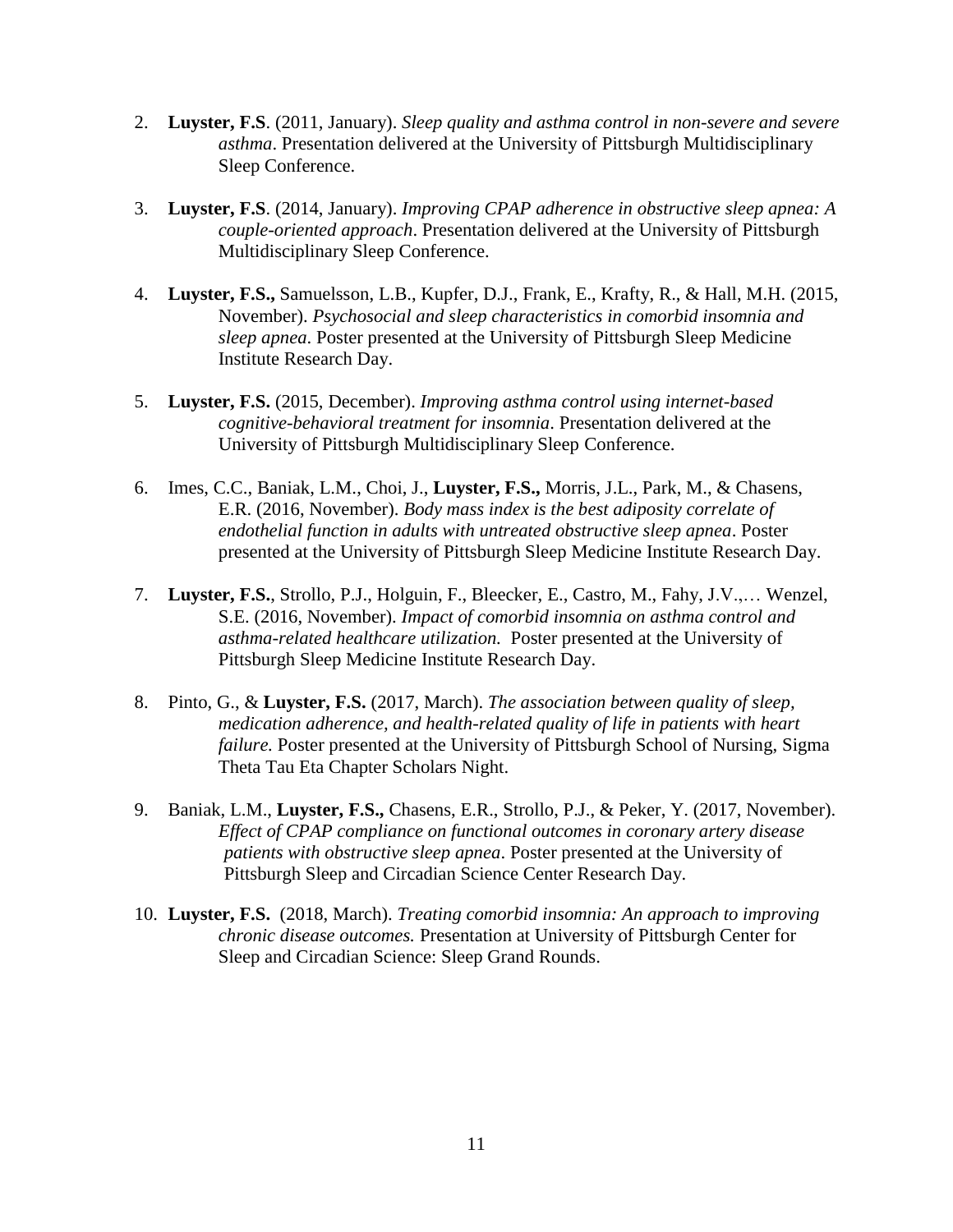2. **Luyster, F.S**. (2011, January). *Sleep quality and asthma control in non-severe and severe asthma*. Presentation delivered at the University of Pittsburgh Multidisciplinary Sleep Conference.

3. **Luyster, F.S**. (2014, January). *Improving CPAP adherence in obstructive sleep apnea: A couple-oriented approach*. Presentation delivered at the University of Pittsburgh Multidisciplinary Sleep Conference.

4. **Luyster, F.S.,** Samuelsson, L.B., Kupfer, D.J., Frank, E., Krafty, R., & Hall, M.H. (2015, November). *Psychosocial and sleep characteristics in comorbid insomnia and sleep apnea*. Poster presented at the University of Pittsburgh Sleep Medicine Institute Research Day.

5. **Luyster, F.S.** (2015, December). *Improving asthma control using internet-based cognitive-behavioral treatment for insomnia*. Presentation delivered at the University of Pittsburgh Multidisciplinary Sleep Conference.

6. Imes, C.C., Baniak, L.M., Choi, J., **Luyster, F.S.,** Morris, J.L., Park, M., & Chasens, E.R. (2016, November). *Body mass index is the best adiposity correlate of endothelial function in adults with untreated obstructive sleep apnea*. Poster presented at the University of Pittsburgh Sleep Medicine Institute Research Day.

7. **Luyster, F.S.**, Strollo, P.J., Holguin, F., Bleecker, E., Castro, M., Fahy, J.V.,… Wenzel, S.E. (2016, November). *Impact of comorbid insomnia on asthma control and asthma-related healthcare utilization.* Poster presented at the University of Pittsburgh Sleep Medicine Institute Research Day.

8. Pinto, G., & **Luyster, F.S.** (2017, March). *The association between quality of sleep, medication adherence, and health-related quality of life in patients with heart failure.* Poster presented at the University of Pittsburgh School of Nursing, Sigma Theta Tau Eta Chapter Scholars Night.

9. Baniak, L.M., **Luyster, F.S.,** Chasens, E.R., Strollo, P.J., & Peker, Y. (2017, November). *Effect of CPAP compliance on functional outcomes in coronary artery disease patients with obstructive sleep apnea*. Poster presented at the University of Pittsburgh Sleep and Circadian Science Center Research Day.

10. **Luyster, F.S.** (2018, March). *Treating comorbid insomnia: An approach to improving chronic disease outcomes.* Presentation at University of Pittsburgh Center for Sleep and Circadian Science: Sleep Grand Rounds.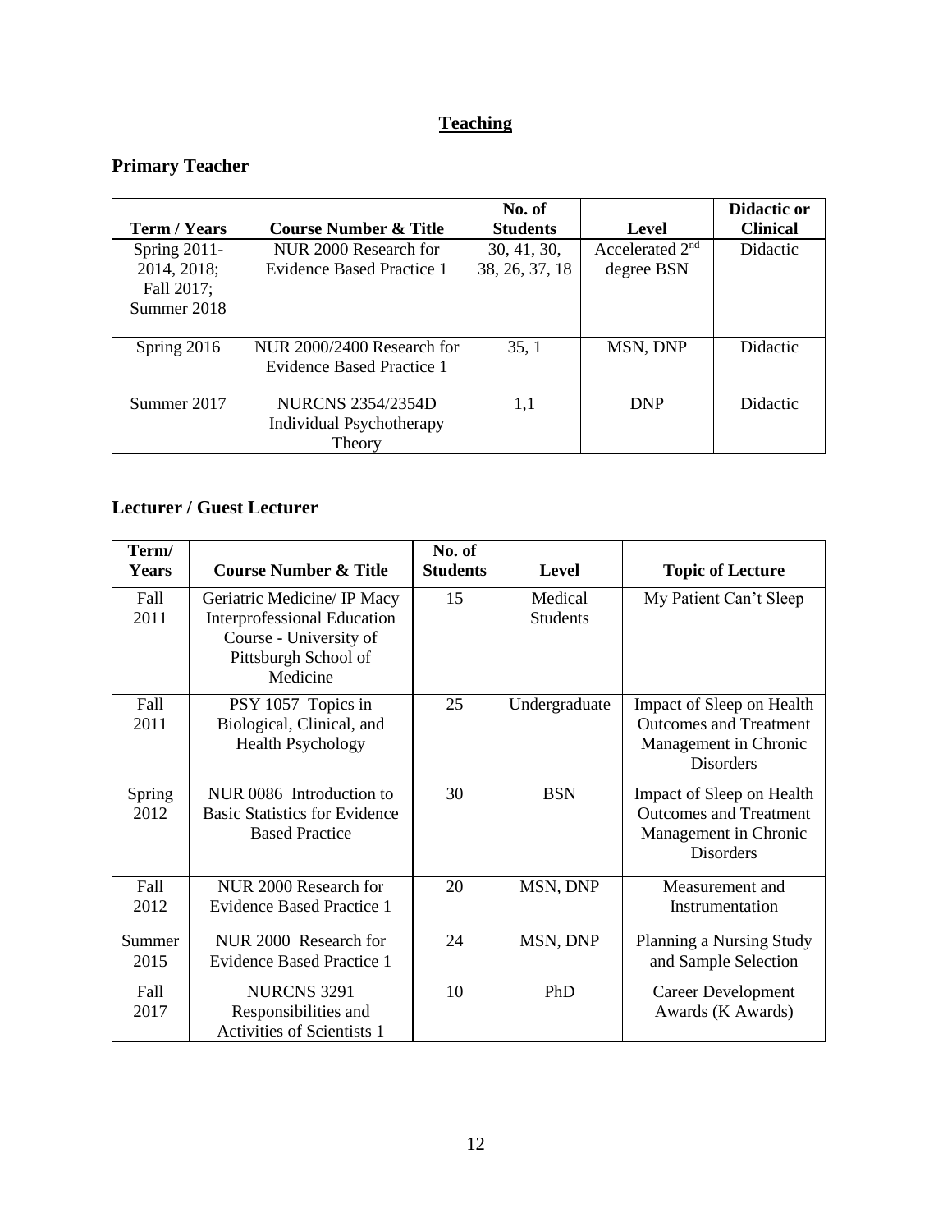## Teaching

### Primary Teacher

| Term / Years | Course Number & Title | No. of Students | Level | Didactic or Clinical |
|---|---|---|---|---|
| Spring 2011-2014, 2018; Fall 2017; Summer 2018 | NUR 2000 Research for Evidence Based Practice 1 | 30, 41, 30, 38, 26, 37, 18 | Accelerated 2nd degree BSN | Didactic |
| Spring 2016 | NUR 2000/2400 Research for Evidence Based Practice 1 | 35, 1 | MSN, DNP | Didactic |
| Summer 2017 | NURCNS 2354/2354D Individual Psychotherapy Theory | 1,1 | DNP | Didactic |

### Lecturer / Guest Lecturer

| Term/ Years | Course Number & Title | No. of Students | Level | Topic of Lecture |
|---|---|---|---|---|
| Fall 2011 | Geriatric Medicine/ IP Macy Interprofessional Education Course - University of Pittsburgh School of Medicine | 15 | Medical Students | My Patient Can't Sleep |
| Fall 2011 | PSY 1057 Topics in Biological, Clinical, and Health Psychology | 25 | Undergraduate | Impact of Sleep on Health Outcomes and Treatment Management in Chronic Disorders |
| Spring 2012 | NUR 0086 Introduction to Basic Statistics for Evidence Based Practice | 30 | BSN | Impact of Sleep on Health Outcomes and Treatment Management in Chronic Disorders |
| Fall 2012 | NUR 2000 Research for Evidence Based Practice 1 | 20 | MSN, DNP | Measurement and Instrumentation |
| Summer 2015 | NUR 2000 Research for Evidence Based Practice 1 | 24 | MSN, DNP | Planning a Nursing Study and Sample Selection |
| Fall 2017 | NURCNS 3291 Responsibilities and Activities of Scientists 1 | 10 | PhD | Career Development Awards (K Awards) |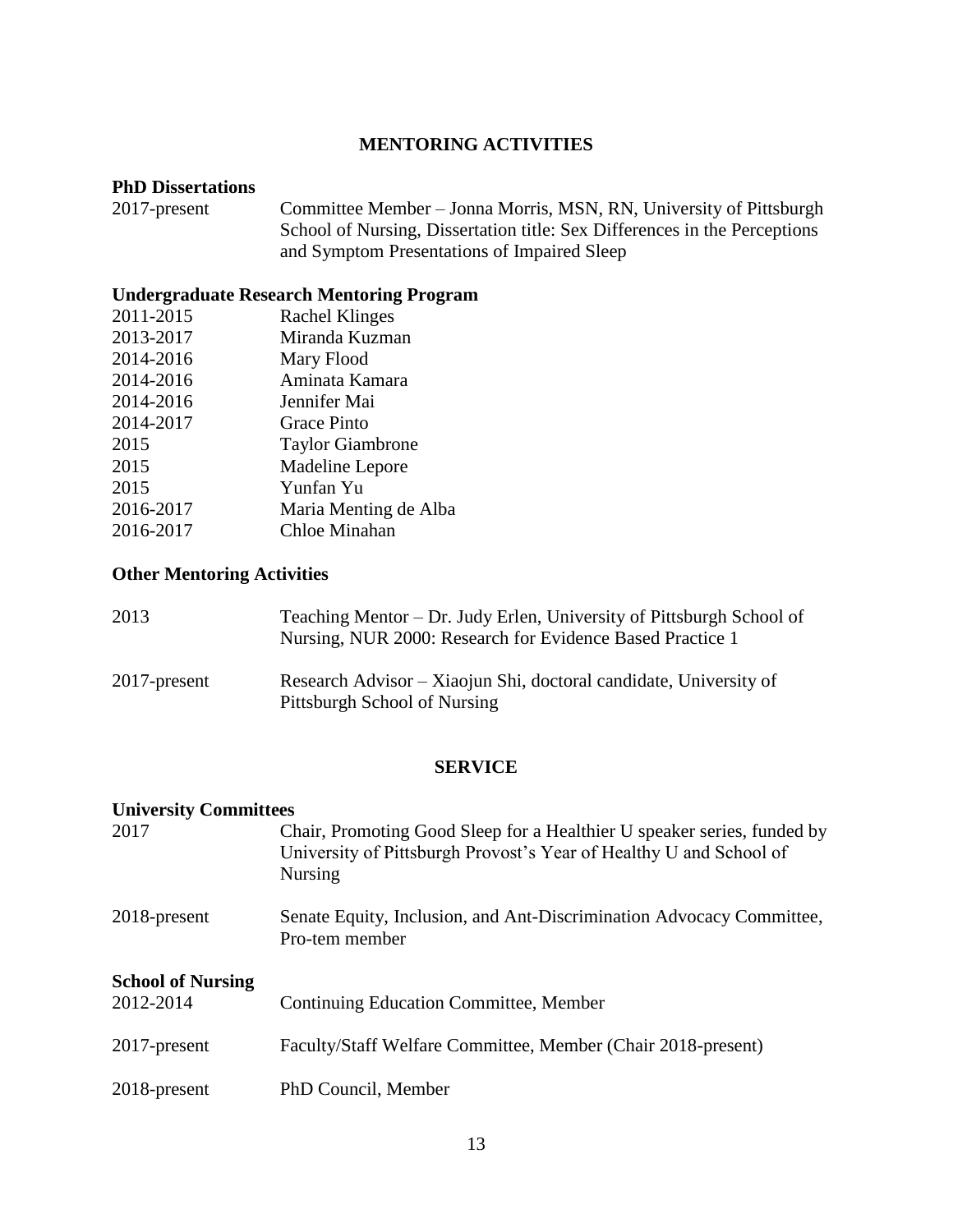## MENTORING ACTIVITIES

### PhD Dissertations

2017-present — Committee Member – Jonna Morris, MSN, RN, University of Pittsburgh School of Nursing, Dissertation title: Sex Differences in the Perceptions and Symptom Presentations of Impaired Sleep

### Undergraduate Research Mentoring Program

| | |
|---|---|
| 2011-2015 | Rachel Klinges |
| 2013-2017 | Miranda Kuzman |
| 2014-2016 | Mary Flood |
| 2014-2016 | Aminata Kamara |
| 2014-2016 | Jennifer Mai |
| 2014-2017 | Grace Pinto |
| 2015 | Taylor Giambrone |
| 2015 | Madeline Lepore |
| 2015 | Yunfan Yu |
| 2016-2017 | Maria Menting de Alba |
| 2016-2017 | Chloe Minahan |

### Other Mentoring Activities

2013 — Teaching Mentor – Dr. Judy Erlen, University of Pittsburgh School of Nursing, NUR 2000: Research for Evidence Based Practice 1

2017-present — Research Advisor – Xiaojun Shi, doctoral candidate, University of Pittsburgh School of Nursing

## SERVICE

### University Committees

2017 — Chair, Promoting Good Sleep for a Healthier U speaker series, funded by University of Pittsburgh Provost's Year of Healthy U and School of Nursing

2018-present — Senate Equity, Inclusion, and Ant-Discrimination Advocacy Committee, Pro-tem member

### School of Nursing

2012-2014 — Continuing Education Committee, Member

2017-present — Faculty/Staff Welfare Committee, Member (Chair 2018-present)

2018-present — PhD Council, Member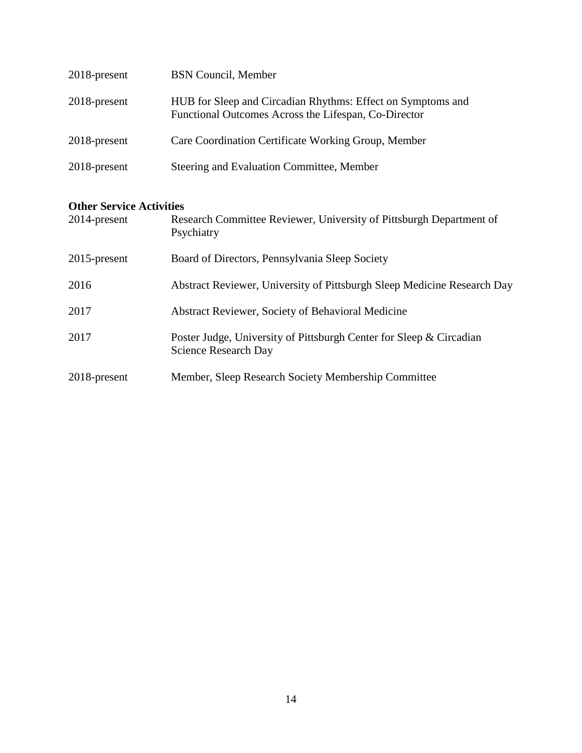| | |
|---|---|
| 2018-present | BSN Council, Member |
| 2018-present | HUB for Sleep and Circadian Rhythms: Effect on Symptoms and Functional Outcomes Across the Lifespan, Co-Director |
| 2018-present | Care Coordination Certificate Working Group, Member |
| 2018-present | Steering and Evaluation Committee, Member |

**Other Service Activities**

| | |
|---|---|
| 2014-present | Research Committee Reviewer, University of Pittsburgh Department of Psychiatry |
| 2015-present | Board of Directors, Pennsylvania Sleep Society |
| 2016 | Abstract Reviewer, University of Pittsburgh Sleep Medicine Research Day |
| 2017 | Abstract Reviewer, Society of Behavioral Medicine |
| 2017 | Poster Judge, University of Pittsburgh Center for Sleep & Circadian Science Research Day |
| 2018-present | Member, Sleep Research Society Membership Committee |